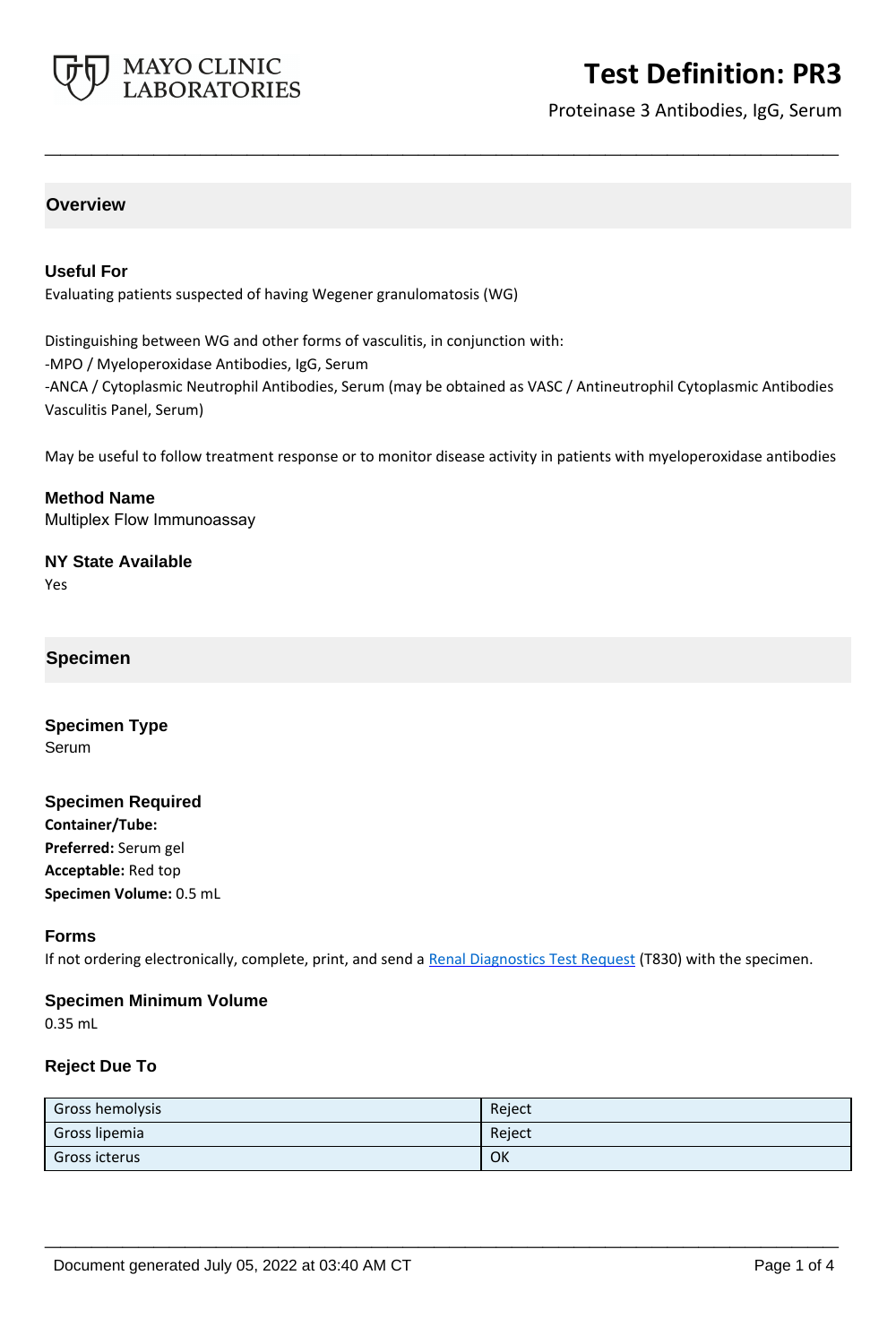# Test Definition: PR3

Proteinase 3 Antibodies, IgG, Serum

## Overview

### Useful For

Evaluating patients suspected of having Wegener granulomatosis (WG)

Distinguishing between WG and other forms of vasculitis, in conjunction with:
-MPO / Myeloperoxidase Antibodies, IgG, Serum
-ANCA / Cytoplasmic Neutrophil Antibodies, Serum (may be obtained as VASC / Antineutrophil Cytoplasmic Antibodies Vasculitis Panel, Serum)

May be useful to follow treatment response or to monitor disease activity in patients with myeloperoxidase antibodies

### Method Name

Multiplex Flow Immunoassay

### NY State Available

Yes

## Specimen

### Specimen Type

Serum

### Specimen Required

**Container/Tube:**
**Preferred:** Serum gel
**Acceptable:** Red top
**Specimen Volume:** 0.5 mL

### Forms

If not ordering electronically, complete, print, and send a Renal Diagnostics Test Request (T830) with the specimen.

### Specimen Minimum Volume

0.35 mL

### Reject Due To

| | |
|---|---|
| Gross hemolysis | Reject |
| Gross lipemia | Reject |
| Gross icterus | OK |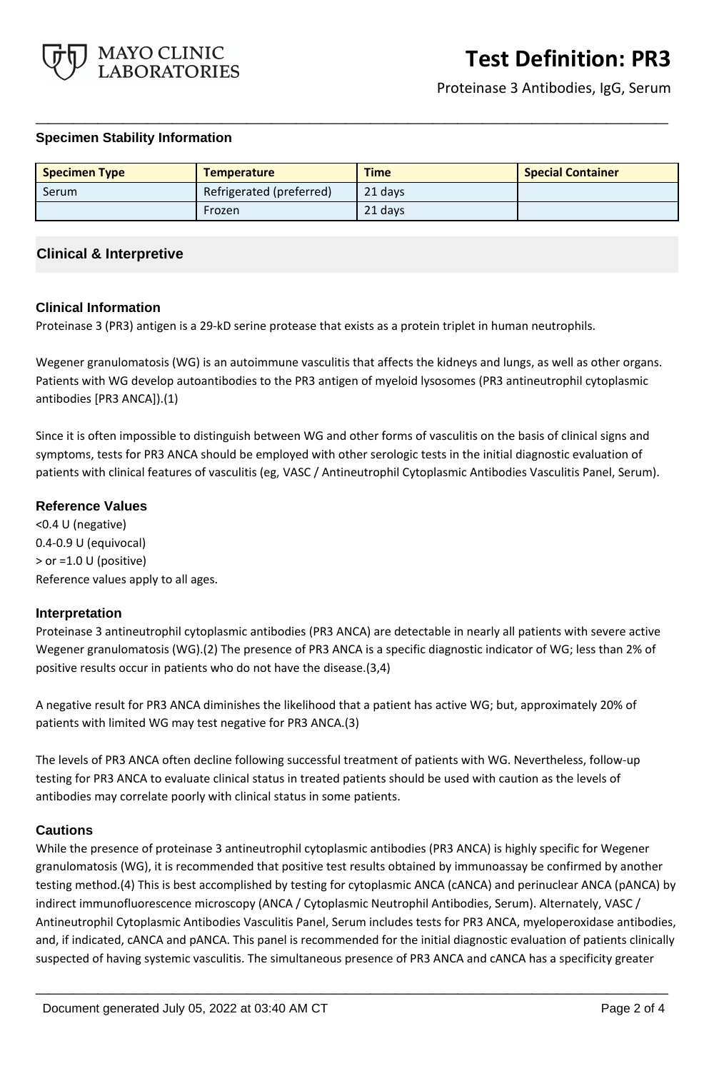### Specimen Stability Information

| Specimen Type | Temperature | Time | Special Container |
|---|---|---|---|
| Serum | Refrigerated (preferred) | 21 days | |
| | Frozen | 21 days | |

## Clinical & Interpretive

### Clinical Information

Proteinase 3 (PR3) antigen is a 29-kD serine protease that exists as a protein triplet in human neutrophils.

Wegener granulomatosis (WG) is an autoimmune vasculitis that affects the kidneys and lungs, as well as other organs. Patients with WG develop autoantibodies to the PR3 antigen of myeloid lysosomes (PR3 antineutrophil cytoplasmic antibodies [PR3 ANCA]).(1)

Since it is often impossible to distinguish between WG and other forms of vasculitis on the basis of clinical signs and symptoms, tests for PR3 ANCA should be employed with other serologic tests in the initial diagnostic evaluation of patients with clinical features of vasculitis (eg, VASC / Antineutrophil Cytoplasmic Antibodies Vasculitis Panel, Serum).

### Reference Values

<0.4 U (negative)
0.4-0.9 U (equivocal)
> or =1.0 U (positive)
Reference values apply to all ages.

### Interpretation

Proteinase 3 antineutrophil cytoplasmic antibodies (PR3 ANCA) are detectable in nearly all patients with severe active Wegener granulomatosis (WG).(2) The presence of PR3 ANCA is a specific diagnostic indicator of WG; less than 2% of positive results occur in patients who do not have the disease.(3,4)

A negative result for PR3 ANCA diminishes the likelihood that a patient has active WG; but, approximately 20% of patients with limited WG may test negative for PR3 ANCA.(3)

The levels of PR3 ANCA often decline following successful treatment of patients with WG. Nevertheless, follow-up testing for PR3 ANCA to evaluate clinical status in treated patients should be used with caution as the levels of antibodies may correlate poorly with clinical status in some patients.

### Cautions

While the presence of proteinase 3 antineutrophil cytoplasmic antibodies (PR3 ANCA) is highly specific for Wegener granulomatosis (WG), it is recommended that positive test results obtained by immunoassay be confirmed by another testing method.(4) This is best accomplished by testing for cytoplasmic ANCA (cANCA) and perinuclear ANCA (pANCA) by indirect immunofluorescence microscopy (ANCA / Cytoplasmic Neutrophil Antibodies, Serum). Alternately, VASC / Antineutrophil Cytoplasmic Antibodies Vasculitis Panel, Serum includes tests for PR3 ANCA, myeloperoxidase antibodies, and, if indicated, cANCA and pANCA. This panel is recommended for the initial diagnostic evaluation of patients clinically suspected of having systemic vasculitis. The simultaneous presence of PR3 ANCA and cANCA has a specificity greater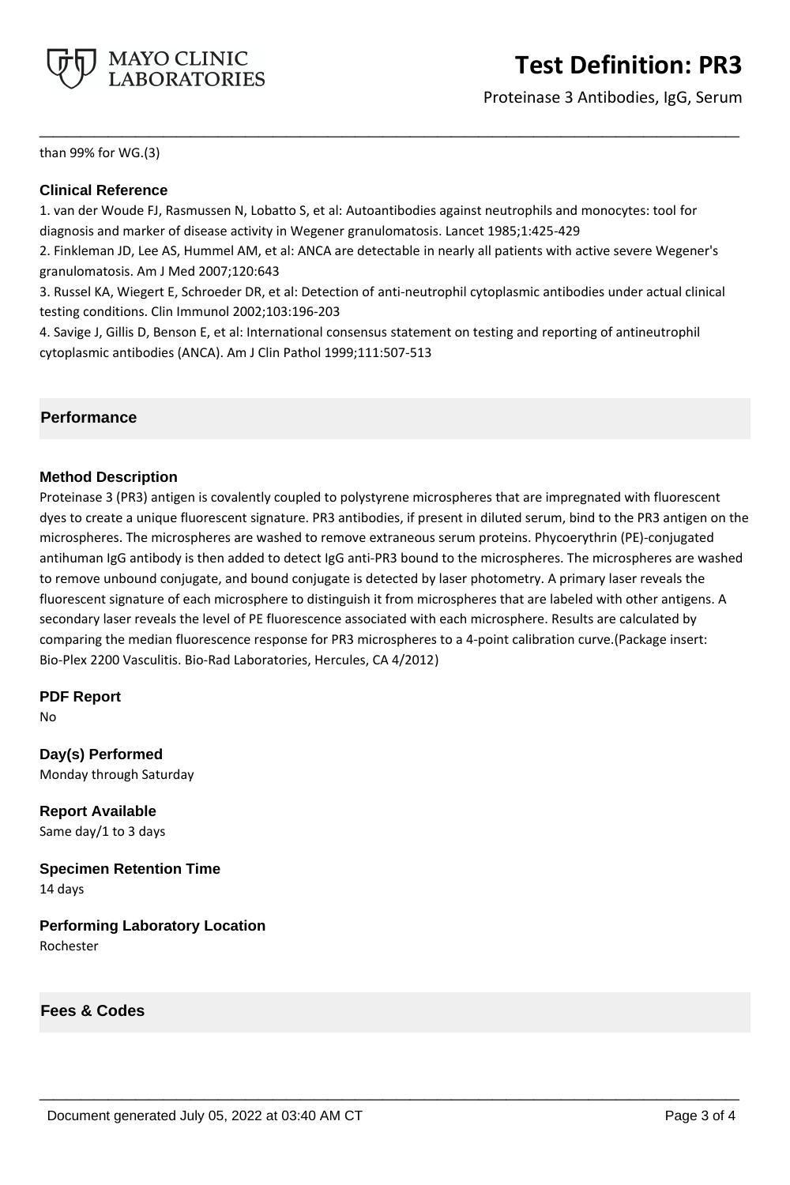than 99% for WG.(3)

### Clinical Reference

1. van der Woude FJ, Rasmussen N, Lobatto S, et al: Autoantibodies against neutrophils and monocytes: tool for diagnosis and marker of disease activity in Wegener granulomatosis. Lancet 1985;1:425-429
2. Finkleman JD, Lee AS, Hummel AM, et al: ANCA are detectable in nearly all patients with active severe Wegener's granulomatosis. Am J Med 2007;120:643
3. Russel KA, Wiegert E, Schroeder DR, et al: Detection of anti-neutrophil cytoplasmic antibodies under actual clinical testing conditions. Clin Immunol 2002;103:196-203
4. Savige J, Gillis D, Benson E, et al: International consensus statement on testing and reporting of antineutrophil cytoplasmic antibodies (ANCA). Am J Clin Pathol 1999;111:507-513

## Performance

### Method Description

Proteinase 3 (PR3) antigen is covalently coupled to polystyrene microspheres that are impregnated with fluorescent dyes to create a unique fluorescent signature. PR3 antibodies, if present in diluted serum, bind to the PR3 antigen on the microspheres. The microspheres are washed to remove extraneous serum proteins. Phycoerythrin (PE)-conjugated antihuman IgG antibody is then added to detect IgG anti-PR3 bound to the microspheres. The microspheres are washed to remove unbound conjugate, and bound conjugate is detected by laser photometry. A primary laser reveals the fluorescent signature of each microsphere to distinguish it from microspheres that are labeled with other antigens. A secondary laser reveals the level of PE fluorescence associated with each microsphere. Results are calculated by comparing the median fluorescence response for PR3 microspheres to a 4-point calibration curve.(Package insert: Bio-Plex 2200 Vasculitis. Bio-Rad Laboratories, Hercules, CA 4/2012)

### PDF Report

No

### Day(s) Performed

Monday through Saturday

### Report Available

Same day/1 to 3 days

### Specimen Retention Time

14 days

### Performing Laboratory Location

Rochester

## Fees & Codes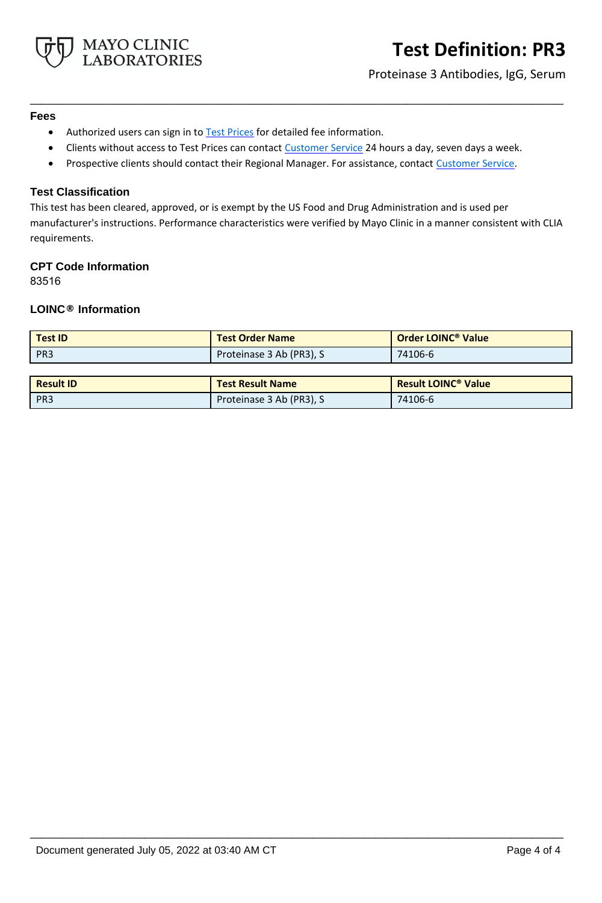## Fees

- Authorized users can sign in to Test Prices for detailed fee information.
- Clients without access to Test Prices can contact Customer Service 24 hours a day, seven days a week.
- Prospective clients should contact their Regional Manager. For assistance, contact Customer Service.

## Test Classification

This test has been cleared, approved, or is exempt by the US Food and Drug Administration and is used per manufacturer's instructions. Performance characteristics were verified by Mayo Clinic in a manner consistent with CLIA requirements.

## CPT Code Information

83516

## LOINC® Information

| Test ID | Test Order Name | Order LOINC® Value |
|---|---|---|
| PR3 | Proteinase 3 Ab (PR3), S | 74106-6 |

| Result ID | Test Result Name | Result LOINC® Value |
|---|---|---|
| PR3 | Proteinase 3 Ab (PR3), S | 74106-6 |